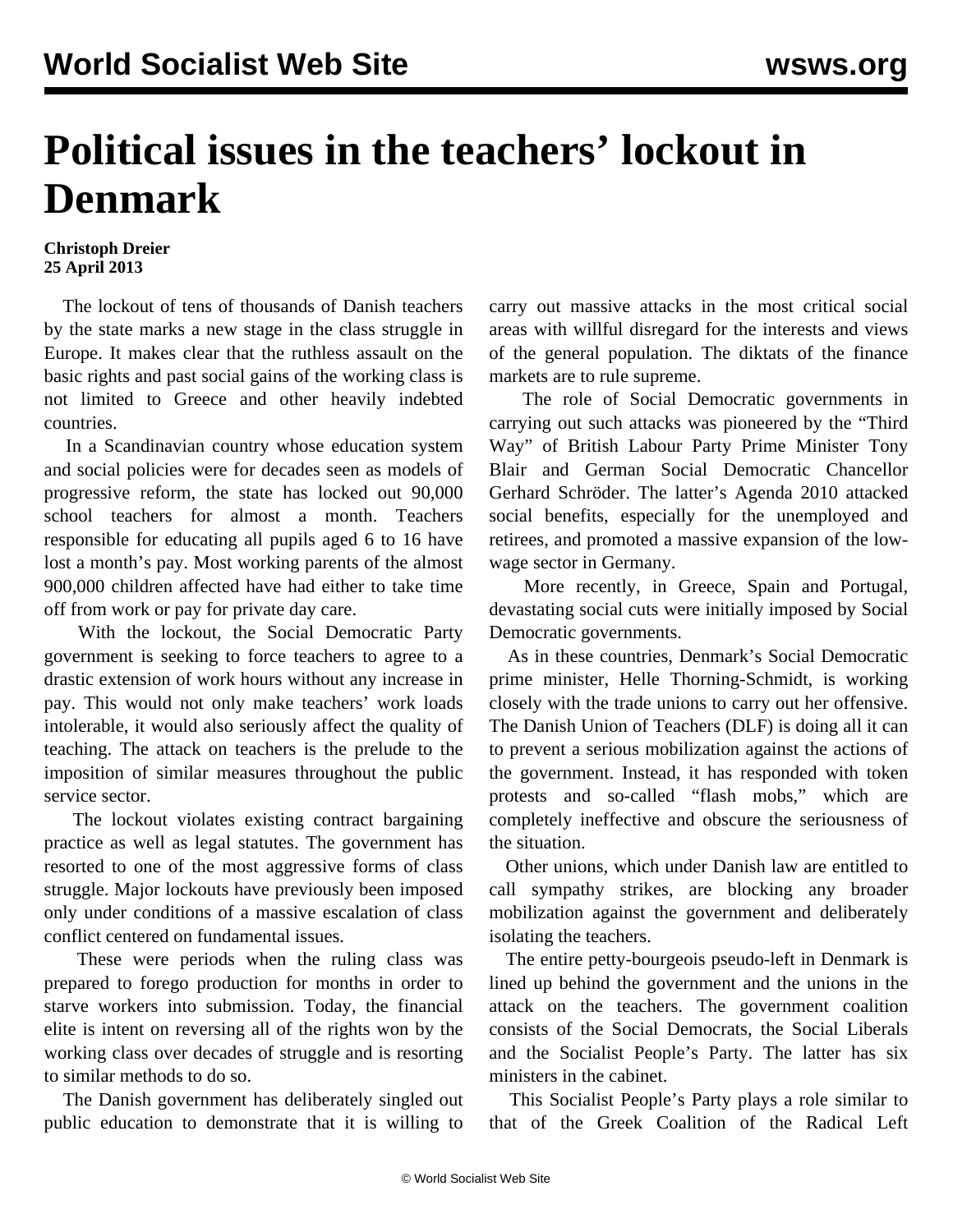# Political issues in the teachers' lockout in Denmark

**Christoph Dreier**
**25 April 2013**

The lockout of tens of thousands of Danish teachers by the state marks a new stage in the class struggle in Europe. It makes clear that the ruthless assault on the basic rights and past social gains of the working class is not limited to Greece and other heavily indebted countries.

In a Scandinavian country whose education system and social policies were for decades seen as models of progressive reform, the state has locked out 90,000 school teachers for almost a month. Teachers responsible for educating all pupils aged 6 to 16 have lost a month's pay. Most working parents of the almost 900,000 children affected have had either to take time off from work or pay for private day care.

With the lockout, the Social Democratic Party government is seeking to force teachers to agree to a drastic extension of work hours without any increase in pay. This would not only make teachers' work loads intolerable, it would also seriously affect the quality of teaching. The attack on teachers is the prelude to the imposition of similar measures throughout the public service sector.

The lockout violates existing contract bargaining practice as well as legal statutes. The government has resorted to one of the most aggressive forms of class struggle. Major lockouts have previously been imposed only under conditions of a massive escalation of class conflict centered on fundamental issues.

These were periods when the ruling class was prepared to forego production for months in order to starve workers into submission. Today, the financial elite is intent on reversing all of the rights won by the working class over decades of struggle and is resorting to similar methods to do so.

The Danish government has deliberately singled out public education to demonstrate that it is willing to carry out massive attacks in the most critical social areas with willful disregard for the interests and views of the general population. The diktats of the finance markets are to rule supreme.

The role of Social Democratic governments in carrying out such attacks was pioneered by the "Third Way" of British Labour Party Prime Minister Tony Blair and German Social Democratic Chancellor Gerhard Schröder. The latter's Agenda 2010 attacked social benefits, especially for the unemployed and retirees, and promoted a massive expansion of the low-wage sector in Germany.

More recently, in Greece, Spain and Portugal, devastating social cuts were initially imposed by Social Democratic governments.

As in these countries, Denmark's Social Democratic prime minister, Helle Thorning-Schmidt, is working closely with the trade unions to carry out her offensive. The Danish Union of Teachers (DLF) is doing all it can to prevent a serious mobilization against the actions of the government. Instead, it has responded with token protests and so-called "flash mobs," which are completely ineffective and obscure the seriousness of the situation.

Other unions, which under Danish law are entitled to call sympathy strikes, are blocking any broader mobilization against the government and deliberately isolating the teachers.

The entire petty-bourgeois pseudo-left in Denmark is lined up behind the government and the unions in the attack on the teachers. The government coalition consists of the Social Democrats, the Social Liberals and the Socialist People's Party. The latter has six ministers in the cabinet.

This Socialist People's Party plays a role similar to that of the Greek Coalition of the Radical Left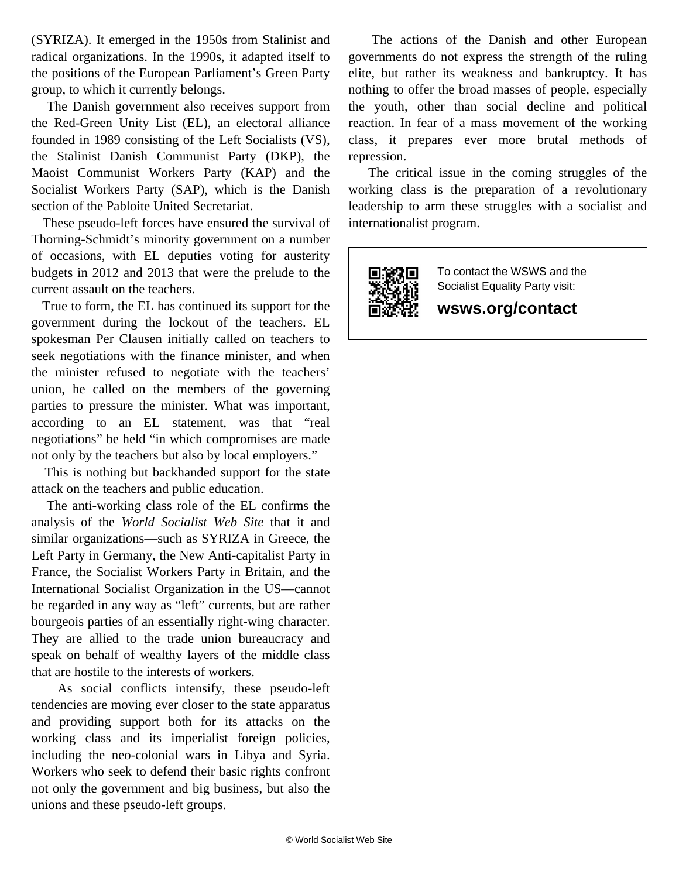(SYRIZA). It emerged in the 1950s from Stalinist and radical organizations. In the 1990s, it adapted itself to the positions of the European Parliament's Green Party group, to which it currently belongs.

The Danish government also receives support from the Red-Green Unity List (EL), an electoral alliance founded in 1989 consisting of the Left Socialists (VS), the Stalinist Danish Communist Party (DKP), the Maoist Communist Workers Party (KAP) and the Socialist Workers Party (SAP), which is the Danish section of the Pabloite United Secretariat.

These pseudo-left forces have ensured the survival of Thorning-Schmidt's minority government on a number of occasions, with EL deputies voting for austerity budgets in 2012 and 2013 that were the prelude to the current assault on the teachers.

True to form, the EL has continued its support for the government during the lockout of the teachers. EL spokesman Per Clausen initially called on teachers to seek negotiations with the finance minister, and when the minister refused to negotiate with the teachers' union, he called on the members of the governing parties to pressure the minister. What was important, according to an EL statement, was that "real negotiations" be held "in which compromises are made not only by the teachers but also by local employers."

This is nothing but backhanded support for the state attack on the teachers and public education.

The anti-working class role of the EL confirms the analysis of the *World Socialist Web Site* that it and similar organizations—such as SYRIZA in Greece, the Left Party in Germany, the New Anti-capitalist Party in France, the Socialist Workers Party in Britain, and the International Socialist Organization in the US—cannot be regarded in any way as "left" currents, but are rather bourgeois parties of an essentially right-wing character. They are allied to the trade union bureaucracy and speak on behalf of wealthy layers of the middle class that are hostile to the interests of workers.

As social conflicts intensify, these pseudo-left tendencies are moving ever closer to the state apparatus and providing support both for its attacks on the working class and its imperialist foreign policies, including the neo-colonial wars in Libya and Syria. Workers who seek to defend their basic rights confront not only the government and big business, but also the unions and these pseudo-left groups.

The actions of the Danish and other European governments do not express the strength of the ruling elite, but rather its weakness and bankruptcy. It has nothing to offer the broad masses of people, especially the youth, other than social decline and political reaction. In fear of a mass movement of the working class, it prepares ever more brutal methods of repression.

The critical issue in the coming struggles of the working class is the preparation of a revolutionary leadership to arm these struggles with a socialist and internationalist program.

To contact the WSWS and the Socialist Equality Party visit:

**wsws.org/contact**